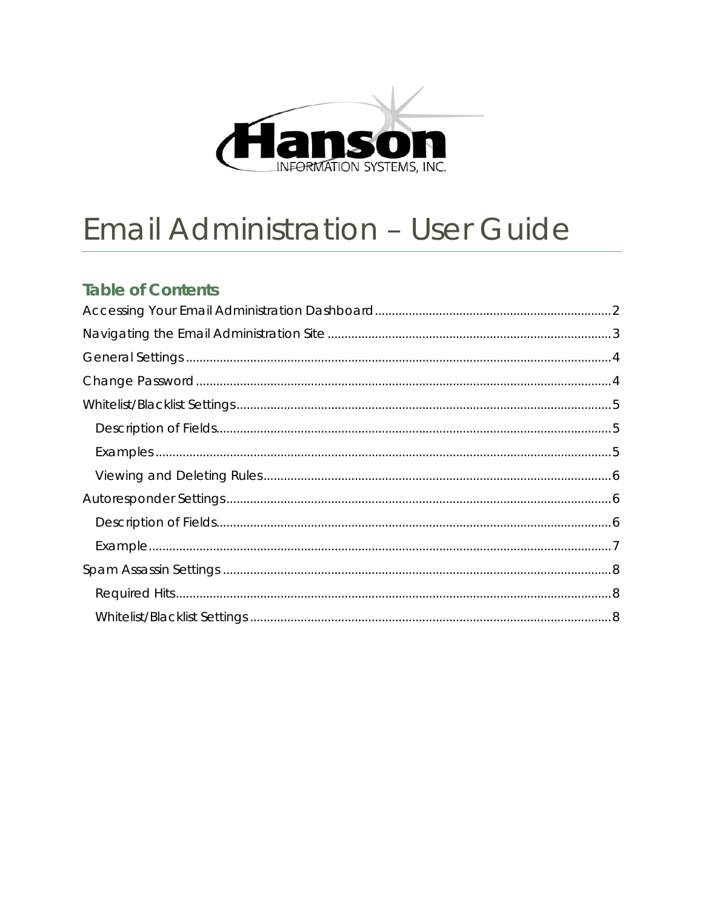Hanson

INFORMATION SYSTEMS, INC.

# Email Administration – User Guide

## Table of Contents

Accessing Your Email Administration Dashboard ..... 2
Navigating the Email Administration Site ..... 3
General Settings ..... 4
Change Password ..... 4
Whitelist/Blacklist Settings ..... 5
- Description of Fields ..... 5
- Examples ..... 5
- Viewing and Deleting Rules ..... 6

Autoresponder Settings ..... 6
- Description of Fields ..... 6
- Example ..... 7

Spam Assassin Settings ..... 8
- Required Hits ..... 8
- Whitelist/Blacklist Settings ..... 8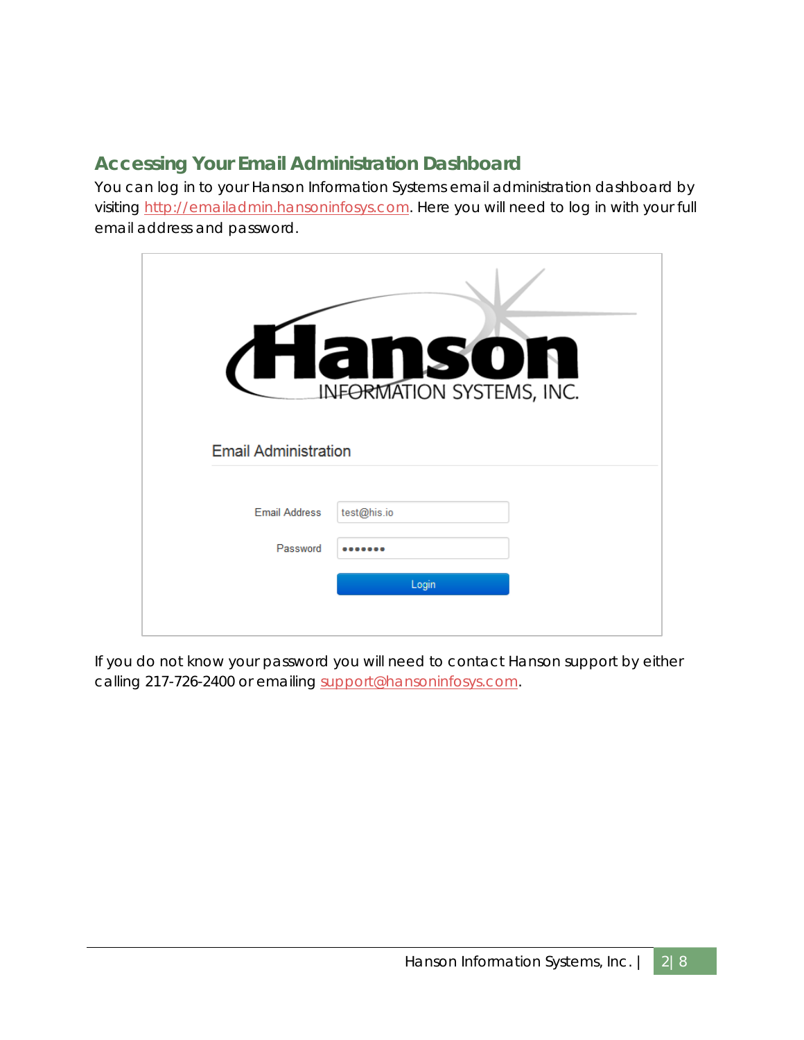## Accessing Your Email Administration Dashboard

You can log in to your Hanson Information Systems email administration dashboard by visiting http://emailadmin.hansoninfosys.com. Here you will need to log in with your full email address and password.

If you do not know your password you will need to contact Hanson support by either calling 217-726-2400 or emailing support@hansoninfosys.com.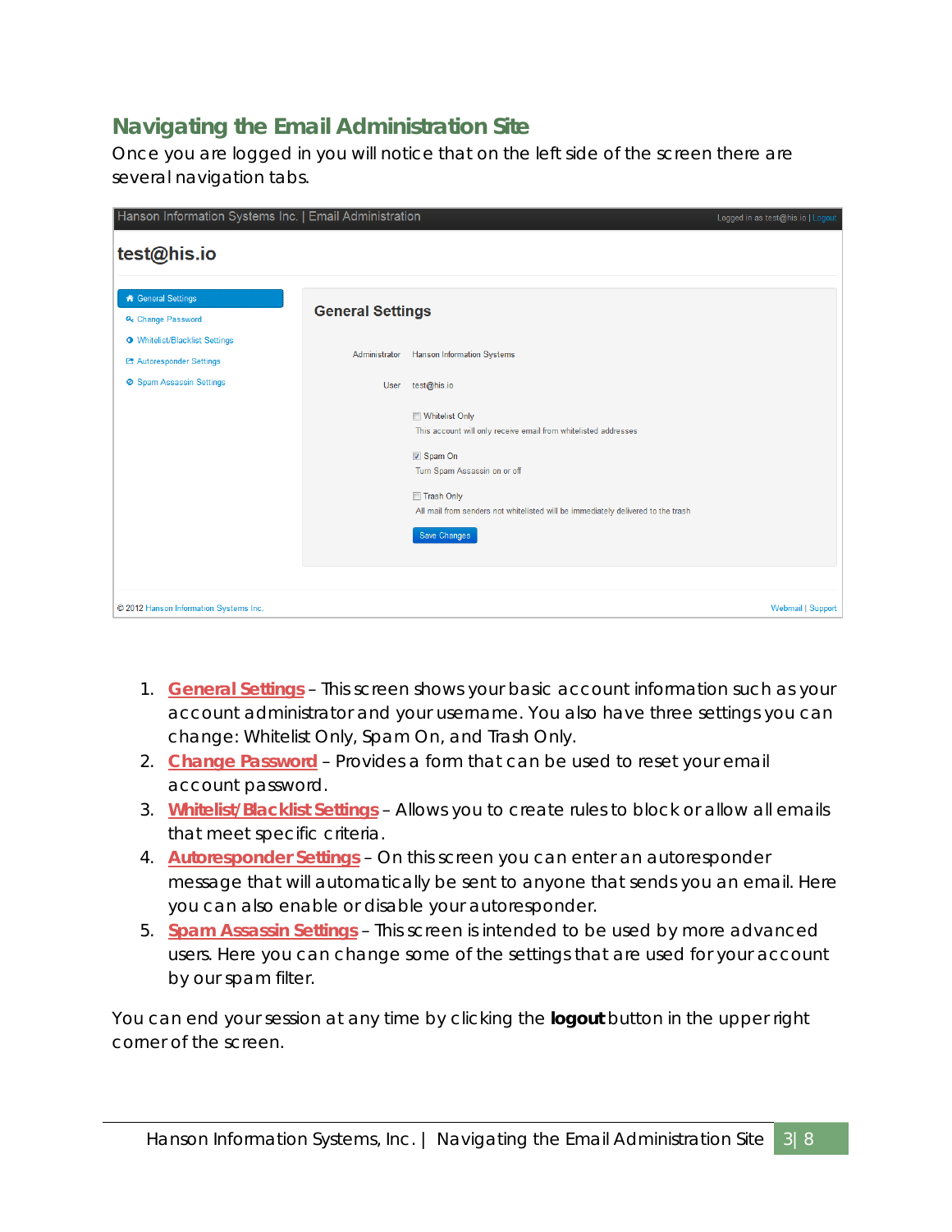## Navigating the Email Administration Site

Once you are logged in you will notice that on the left side of the screen there are several navigation tabs.

1. **General Settings** – This screen shows your basic account information such as your account administrator and your username. You also have three settings you can change: Whitelist Only, Spam On, and Trash Only.
2. **Change Password** – Provides a form that can be used to reset your email account password.
3. **Whitelist/Blacklist Settings** – Allows you to create rules to block or allow all emails that meet specific criteria.
4. **Autoresponder Settings** – On this screen you can enter an autoresponder message that will automatically be sent to anyone that sends you an email. Here you can also enable or disable your autoresponder.
5. **Spam Assassin Settings** – This screen is intended to be used by more advanced users. Here you can change some of the settings that are used for your account by our spam filter.

You can end your session at any time by clicking the **logout** button in the upper right corner of the screen.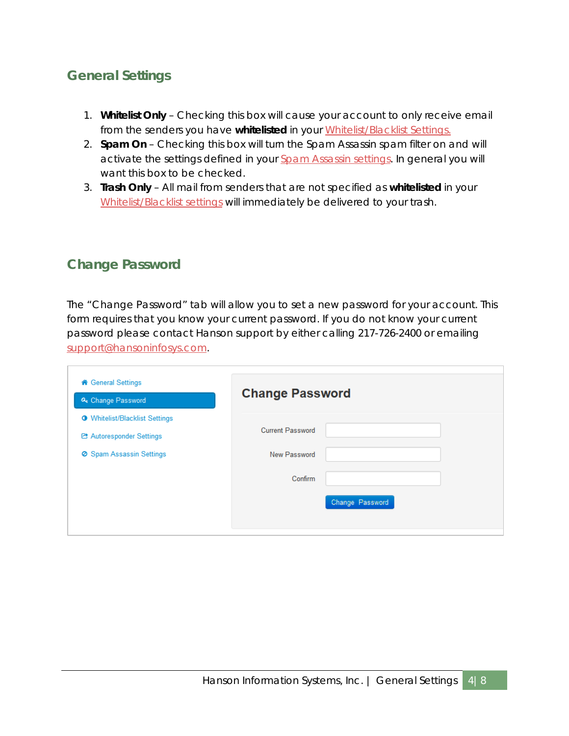## General Settings

1. **Whitelist Only** – Checking this box will cause your account to only receive email from the senders you have **whitelisted** in your Whitelist/Blacklist Settings.
2. **Spam On** – Checking this box will turn the Spam Assassin spam filter on and will activate the settings defined in your Spam Assassin settings. In general you will want this box to be checked.
3. **Trash Only** – All mail from senders that are not specified as **whitelisted** in your Whitelist/Blacklist settings will immediately be delivered to your trash.

## Change Password

The "Change Password" tab will allow you to set a new password for your account. This form requires that you know your current password. If you do not know your current password please contact Hanson support by either calling 217-726-2400 or emailing support@hansoninfosys.com.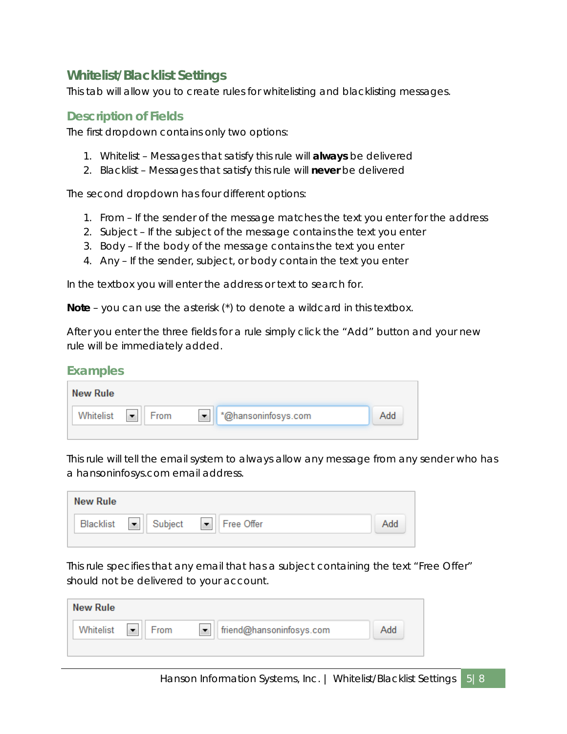## Whitelist/Blacklist Settings

This tab will allow you to create rules for whitelisting and blacklisting messages.

### Description of Fields

The first dropdown contains only two options:

1. Whitelist – Messages that satisfy this rule will **always** be delivered
2. Blacklist – Messages that satisfy this rule will **never** be delivered

The second dropdown has four different options:

1. From – If the sender of the message matches the text you enter for the address
2. Subject – If the subject of the message contains the text you enter
3. Body – If the body of the message contains the text you enter
4. Any – If the sender, subject, or body contain the text you enter

In the textbox you will enter the address or text to search for.

**Note** – you can use the asterisk (*) to denote a wildcard in this textbox.

After you enter the three fields for a rule simply click the "Add" button and your new rule will be immediately added.

### Examples

**New Rule**

Whitelist | From | *@hansoninfosys.com | Add

This rule will tell the email system to always allow any message from any sender who has a hansoninfosys.com email address.

**New Rule**

Blacklist | Subject | Free Offer | Add

This rule specifies that any email that has a subject containing the text "Free Offer" should not be delivered to your account.

**New Rule**

Whitelist | From | friend@hansoninfosys.com | Add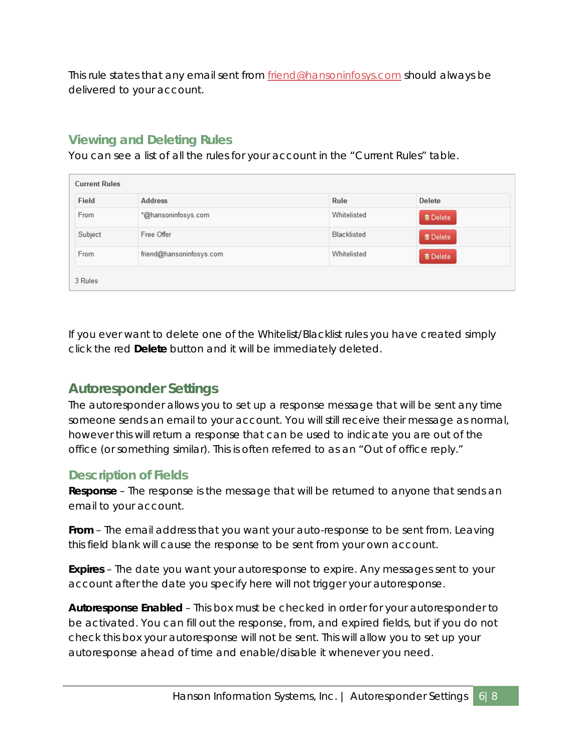This rule states that any email sent from friend@hansoninfosys.com should always be delivered to your account.

## Viewing and Deleting Rules

You can see a list of all the rules for your account in the "Current Rules" table.

**Current Rules**

| Field | Address | Rule | Delete |
|---|---|---|---|
| From | *@hansoninfosys.com | Whitelisted | Delete |
| Subject | Free Offer | Blacklisted | Delete |
| From | friend@hansoninfosys.com | Whitelisted | Delete |

3 Rules

If you ever want to delete one of the Whitelist/Blacklist rules you have created simply click the red **Delete** button and it will be immediately deleted.

# Autoresponder Settings

The autoresponder allows you to set up a response message that will be sent any time someone sends an email to your account. You will still receive their message as normal, however this will return a response that can be used to indicate you are out of the office (or something similar). This is often referred to as an "Out of office reply."

## Description of Fields

**Response** – The response is the message that will be returned to anyone that sends an email to your account.

**From** – The email address that you want your auto-response to be sent from. Leaving this field blank will cause the response to be sent from your own account.

**Expires** – The date you want your autoresponse to expire. Any messages sent to your account after the date you specify here will not trigger your autoresponse.

**Autoresponse Enabled** – This box must be checked in order for your autoresponder to be activated. You can fill out the response, from, and expired fields, but if you do not check this box your autoresponse will not be sent. This will allow you to set up your autoresponse ahead of time and enable/disable it whenever you need.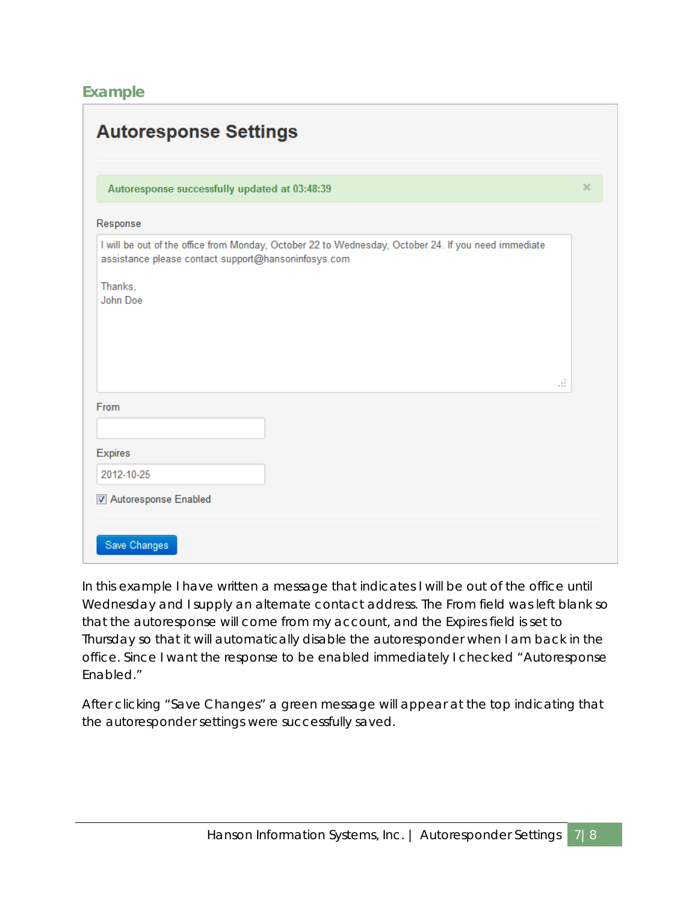## Example

### Autoresponse Settings

Autoresponse successfully updated at 03:48:39 ×

Response

I will be out of the office from Monday, October 22 to Wednesday, October 24. If you need immediate assistance please contact support@hansoninfosys.com

Thanks,
John Doe

From

Expires

2012-10-25

☑ Autoresponse Enabled

Save Changes

In this example I have written a message that indicates I will be out of the office until Wednesday and I supply an alternate contact address. The From field was left blank so that the autoresponse will come from my account, and the Expires field is set to Thursday so that it will automatically disable the autoresponder when I am back in the office. Since I want the response to be enabled immediately I checked "Autoresponse Enabled."

After clicking "Save Changes" a green message will appear at the top indicating that the autoresponder settings were successfully saved.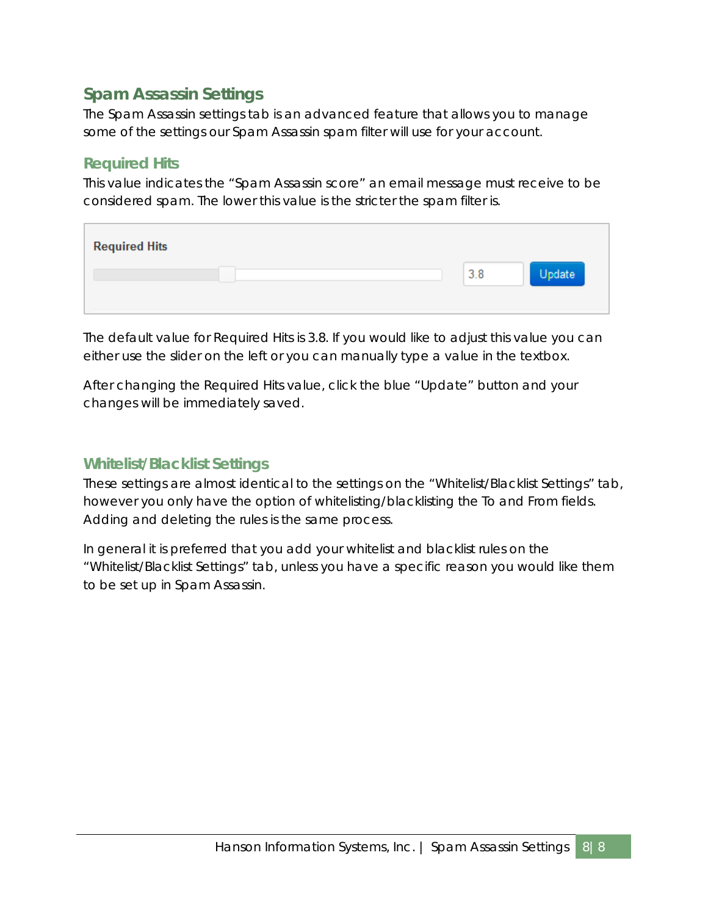## Spam Assassin Settings

The Spam Assassin settings tab is an advanced feature that allows you to manage some of the settings our Spam Assassin spam filter will use for your account.

### Required Hits

This value indicates the "Spam Assassin score" an email message must receive to be considered spam. The lower this value is the stricter the spam filter is.

Required Hits

3.8 Update

The default value for Required Hits is 3.8. If you would like to adjust this value you can either use the slider on the left or you can manually type a value in the textbox.

After changing the Required Hits value, click the blue "Update" button and your changes will be immediately saved.

### Whitelist/Blacklist Settings

These settings are almost identical to the settings on the "Whitelist/Blacklist Settings" tab, however you only have the option of whitelisting/blacklisting the To and From fields. Adding and deleting the rules is the same process.

In general it is preferred that you add your whitelist and blacklist rules on the "Whitelist/Blacklist Settings" tab, unless you have a specific reason you would like them to be set up in Spam Assassin.